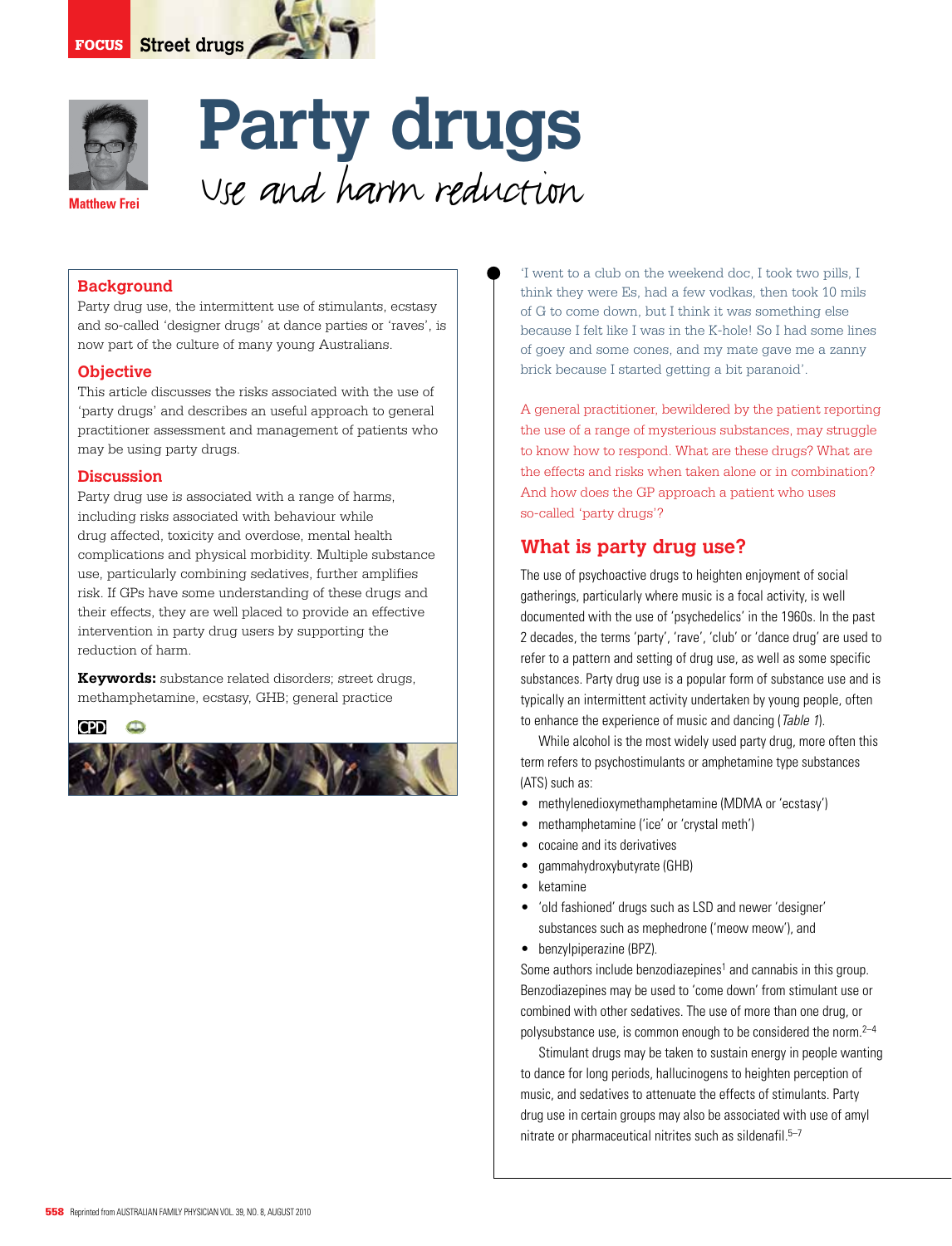# Party drugs

## Use and harm reduction

Matthew Frei

### Background

Party drug use, the intermittent use of stimulants, ecstasy and so-called 'designer drugs' at dance parties or 'raves', is now part of the culture of many young Australians.

### Objective

This article discusses the risks associated with the use of 'party drugs' and describes an useful approach to general practitioner assessment and management of patients who may be using party drugs.

### Discussion

Party drug use is associated with a range of harms, including risks associated with behaviour while drug affected, toxicity and overdose, mental health complications and physical morbidity. Multiple substance use, particularly combining sedatives, further amplifies risk. If GPs have some understanding of these drugs and their effects, they are well placed to provide an effective intervention in party drug users by supporting the reduction of harm.

**Keywords:** substance related disorders; street drugs, methamphetamine, ecstasy, GHB; general practice

'I went to a club on the weekend doc, I took two pills, I think they were Es, had a few vodkas, then took 10 mils of G to come down, but I think it was something else because I felt like I was in the K-hole! So I had some lines of goey and some cones, and my mate gave me a zanny brick because I started getting a bit paranoid'.

A general practitioner, bewildered by the patient reporting the use of a range of mysterious substances, may struggle to know how to respond. What are these drugs? What are the effects and risks when taken alone or in combination? And how does the GP approach a patient who uses so-called 'party drugs'?

## What is party drug use?

The use of psychoactive drugs to heighten enjoyment of social gatherings, particularly where music is a focal activity, is well documented with the use of 'psychedelics' in the 1960s. In the past 2 decades, the terms 'party', 'rave', 'club' or 'dance drug' are used to refer to a pattern and setting of drug use, as well as some specific substances. Party drug use is a popular form of substance use and is typically an intermittent activity undertaken by young people, often to enhance the experience of music and dancing (*Table 1*).

While alcohol is the most widely used party drug, more often this term refers to psychostimulants or amphetamine type substances (ATS) such as:

- methylenedioxymethamphetamine (MDMA or 'ecstasy')
- methamphetamine ('ice' or 'crystal meth')
- cocaine and its derivatives
- gammahydroxybutyrate (GHB)
- ketamine
- 'old fashioned' drugs such as LSD and newer 'designer' substances such as mephedrone ('meow meow'), and
- benzylpiperazine (BPZ).

Some authors include benzodiazepines[1] and cannabis in this group. Benzodiazepines may be used to 'come down' from stimulant use or combined with other sedatives. The use of more than one drug, or polysubstance use, is common enough to be considered the norm.[2–4]

Stimulant drugs may be taken to sustain energy in people wanting to dance for long periods, hallucinogens to heighten perception of music, and sedatives to attenuate the effects of stimulants. Party drug use in certain groups may also be associated with use of amyl nitrate or pharmaceutical nitrites such as sildenafil.[5–7]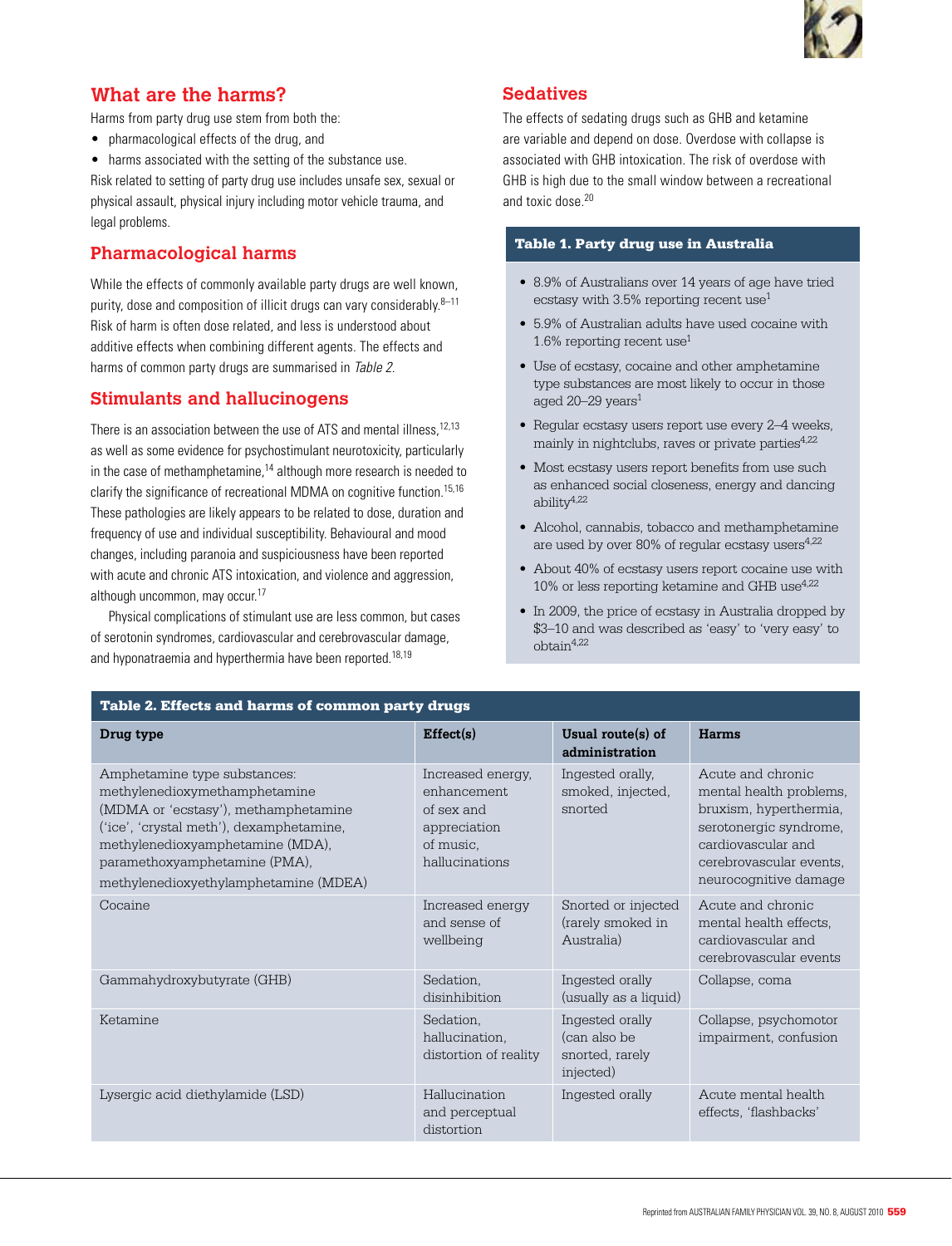## What are the harms?

Harms from party drug use stem from both the:

- pharmacological effects of the drug, and
- harms associated with the setting of the substance use.

Risk related to setting of party drug use includes unsafe sex, sexual or physical assault, physical injury including motor vehicle trauma, and legal problems.

## Pharmacological harms

While the effects of commonly available party drugs are well known, purity, dose and composition of illicit drugs can vary considerably.[8–11] Risk of harm is often dose related, and less is understood about additive effects when combining different agents. The effects and harms of common party drugs are summarised in *Table 2*.

## Stimulants and hallucinogens

There is an association between the use of ATS and mental illness,[12,13] as well as some evidence for psychostimulant neurotoxicity, particularly in the case of methamphetamine,[14] although more research is needed to clarify the significance of recreational MDMA on cognitive function.[15,16] These pathologies are likely appears to be related to dose, duration and frequency of use and individual susceptibility. Behavioural and mood changes, including paranoia and suspiciousness have been reported with acute and chronic ATS intoxication, and violence and aggression, although uncommon, may occur.[17]

Physical complications of stimulant use are less common, but cases of serotonin syndromes, cardiovascular and cerebrovascular damage, and hyponatraemia and hyperthermia have been reported.[18,19]

## Sedatives

The effects of sedating drugs such as GHB and ketamine are variable and depend on dose. Overdose with collapse is associated with GHB intoxication. The risk of overdose with GHB is high due to the small window between a recreational and toxic dose.[20]

**Table 1. Party drug use in Australia**

- 8.9% of Australians over 14 years of age have tried ecstasy with 3.5% reporting recent use[1]
- 5.9% of Australian adults have used cocaine with 1.6% reporting recent use[1]
- Use of ecstasy, cocaine and other amphetamine type substances are most likely to occur in those aged 20–29 years[1]
- Regular ecstasy users report use every 2–4 weeks, mainly in nightclubs, raves or private parties[4,22]
- Most ecstasy users report benefits from use such as enhanced social closeness, energy and dancing ability[4,22]
- Alcohol, cannabis, tobacco and methamphetamine are used by over 80% of regular ecstasy users[4,22]
- About 40% of ecstasy users report cocaine use with 10% or less reporting ketamine and GHB use[4,22]
- In 2009, the price of ecstasy in Australia dropped by $3–10 and was described as 'easy' to 'very easy' to obtain[4,22]

**Table 2. Effects and harms of common party drugs**

| Drug type | Effect(s) | Usual route(s) of administration | Harms |
|---|---|---|---|
| Amphetamine type substances: methylenedioxymethamphetamine (MDMA or 'ecstasy'), methamphetamine ('ice', 'crystal meth'), dexamphetamine, methylenedioxyamphetamine (MDA), paramethoxyamphetamine (PMA), methylenedioxyethylamphetamine (MDEA) | Increased energy, enhancement of sex and appreciation of music, hallucinations | Ingested orally, smoked, injected, snorted | Acute and chronic mental health problems, bruxism, hyperthermia, serotonergic syndrome, cardiovascular and cerebrovascular events, neurocognitive damage |
| Cocaine | Increased energy and sense of wellbeing | Snorted or injected (rarely smoked in Australia) | Acute and chronic mental health effects, cardiovascular and cerebrovascular events |
| Gammahydroxybutyrate (GHB) | Sedation, disinhibition | Ingested orally (usually as a liquid) | Collapse, coma |
| Ketamine | Sedation, hallucination, distortion of reality | Ingested orally (can also be snorted, rarely injected) | Collapse, psychomotor impairment, confusion |
| Lysergic acid diethylamide (LSD) | Hallucination and perceptual distortion | Ingested orally | Acute mental health effects, 'flashbacks' |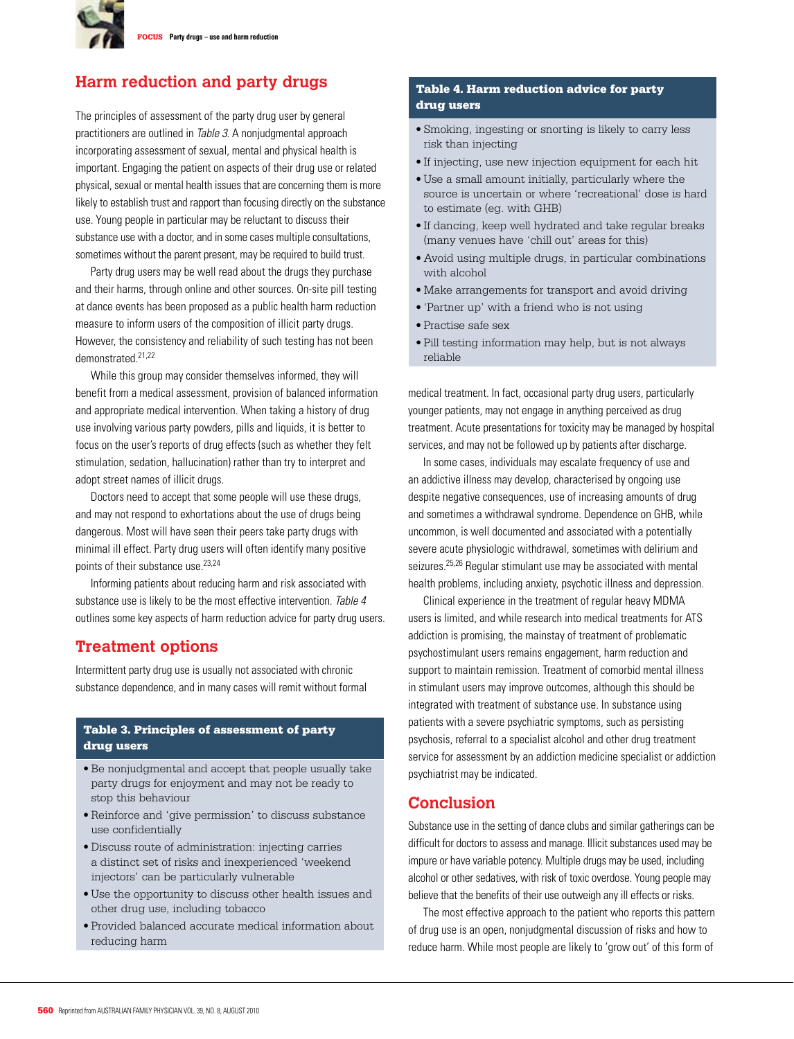## Harm reduction and party drugs

The principles of assessment of the party drug user by general practitioners are outlined in *Table 3*. A nonjudgmental approach incorporating assessment of sexual, mental and physical health is important. Engaging the patient on aspects of their drug use or related physical, sexual or mental health issues that are concerning them is more likely to establish trust and rapport than focusing directly on the substance use. Young people in particular may be reluctant to discuss their substance use with a doctor, and in some cases multiple consultations, sometimes without the parent present, may be required to build trust.

Party drug users may be well read about the drugs they purchase and their harms, through online and other sources. On-site pill testing at dance events has been proposed as a public health harm reduction measure to inform users of the composition of illicit party drugs. However, the consistency and reliability of such testing has not been demonstrated.[21,22]

While this group may consider themselves informed, they will benefit from a medical assessment, provision of balanced information and appropriate medical intervention. When taking a history of drug use involving various party powders, pills and liquids, it is better to focus on the user's reports of drug effects (such as whether they felt stimulation, sedation, hallucination) rather than try to interpret and adopt street names of illicit drugs.

Doctors need to accept that some people will use these drugs, and may not respond to exhortations about the use of drugs being dangerous. Most will have seen their peers take party drugs with minimal ill effect. Party drug users will often identify many positive points of their substance use.[23,24]

Informing patients about reducing harm and risk associated with substance use is likely to be the most effective intervention. *Table 4* outlines some key aspects of harm reduction advice for party drug users.

## Treatment options

Intermittent party drug use is usually not associated with chronic substance dependence, and in many cases will remit without formal medical treatment. In fact, occasional party drug users, particularly younger patients, may not engage in anything perceived as drug treatment. Acute presentations for toxicity may be managed by hospital services, and may not be followed up by patients after discharge.

In some cases, individuals may escalate frequency of use and an addictive illness may develop, characterised by ongoing use despite negative consequences, use of increasing amounts of drug and sometimes a withdrawal syndrome. Dependence on GHB, while uncommon, is well documented and associated with a potentially severe acute physiologic withdrawal, sometimes with delirium and seizures.[25,26] Regular stimulant use may be associated with mental health problems, including anxiety, psychotic illness and depression.

Clinical experience in the treatment of regular heavy MDMA users is limited, and while research into medical treatments for ATS addiction is promising, the mainstay of treatment of problematic psychostimulant users remains engagement, harm reduction and support to maintain remission. Treatment of comorbid mental illness in stimulant users may improve outcomes, although this should be integrated with treatment of substance use. In substance using patients with a severe psychiatric symptoms, such as persisting psychosis, referral to a specialist alcohol and other drug treatment service for assessment by an addiction medicine specialist or addiction psychiatrist may be indicated.

**Table 3. Principles of assessment of party drug users**

- Be nonjudgmental and accept that people usually take party drugs for enjoyment and may not be ready to stop this behaviour
- Reinforce and 'give permission' to discuss substance use confidentially
- Discuss route of administration: injecting carries a distinct set of risks and inexperienced 'weekend injectors' can be particularly vulnerable
- Use the opportunity to discuss other health issues and other drug use, including tobacco
- Provided balanced accurate medical information about reducing harm

**Table 4. Harm reduction advice for party drug users**

- Smoking, ingesting or snorting is likely to carry less risk than injecting
- If injecting, use new injection equipment for each hit
- Use a small amount initially, particularly where the source is uncertain or where 'recreational' dose is hard to estimate (eg. with GHB)
- If dancing, keep well hydrated and take regular breaks (many venues have 'chill out' areas for this)
- Avoid using multiple drugs, in particular combinations with alcohol
- Make arrangements for transport and avoid driving
- 'Partner up' with a friend who is not using
- Practise safe sex
- Pill testing information may help, but is not always reliable

## Conclusion

Substance use in the setting of dance clubs and similar gatherings can be difficult for doctors to assess and manage. Illicit substances used may be impure or have variable potency. Multiple drugs may be used, including alcohol or other sedatives, with risk of toxic overdose. Young people may believe that the benefits of their use outweigh any ill effects or risks.

The most effective approach to the patient who reports this pattern of drug use is an open, nonjudgmental discussion of risks and how to reduce harm. While most people are likely to 'grow out' of this form of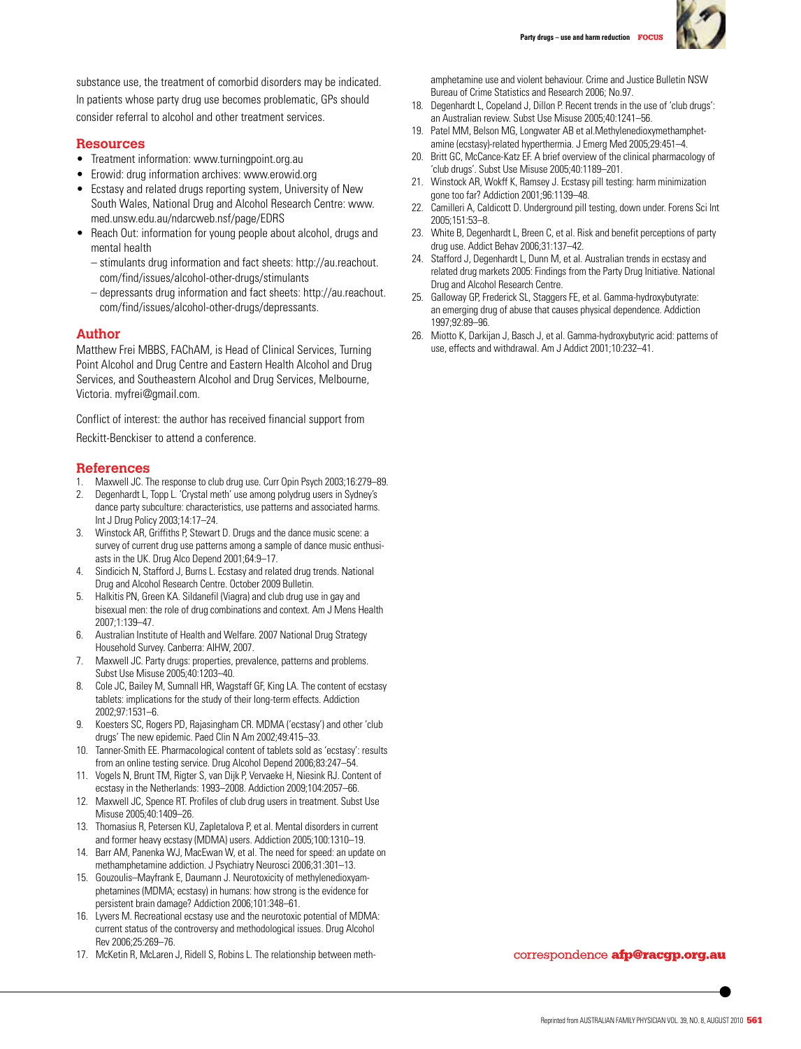substance use, the treatment of comorbid disorders may be indicated. In patients whose party drug use becomes problematic, GPs should consider referral to alcohol and other treatment services.

## Resources

- Treatment information: www.turningpoint.org.au
- Erowid: drug information archives: www.erowid.org
- Ecstasy and related drugs reporting system, University of New South Wales, National Drug and Alcohol Research Centre: www.med.unsw.edu.au/ndarcweb.nsf/page/EDRS
- Reach Out: information for young people about alcohol, drugs and mental health
  - stimulants drug information and fact sheets: http://au.reachout.com/find/issues/alcohol-other-drugs/stimulants
  - depressants drug information and fact sheets: http://au.reachout.com/find/issues/alcohol-other-drugs/depressants.

## Author

Matthew Frei MBBS, FAChAM, is Head of Clinical Services, Turning Point Alcohol and Drug Centre and Eastern Health Alcohol and Drug Services, and Southeastern Alcohol and Drug Services, Melbourne, Victoria. myfrei@gmail.com.

Conflict of interest: the author has received financial support from Reckitt-Benckiser to attend a conference.

## References

1. Maxwell JC. The response to club drug use. Curr Opin Psych 2003;16:279–89.
2. Degenhardt L, Topp L. 'Crystal meth' use among polydrug users in Sydney's dance party subculture: characteristics, use patterns and associated harms. Int J Drug Policy 2003;14:17–24.
3. Winstock AR, Griffiths P, Stewart D. Drugs and the dance music scene: a survey of current drug use patterns among a sample of dance music enthusiasts in the UK. Drug Alco Depend 2001;64:9–17.
4. Sindicich N, Stafford J, Burns L. Ecstasy and related drug trends. National Drug and Alcohol Research Centre. October 2009 Bulletin.
5. Halkitis PN, Green KA. Sildenafil (Viagra) and club drug use in gay and bisexual men: the role of drug combinations and context. Am J Mens Health 2007;1:139–47.
6. Australian Institute of Health and Welfare. 2007 National Drug Strategy Household Survey. Canberra: AIHW, 2007.
7. Maxwell JC. Party drugs: properties, prevalence, patterns and problems. Subst Use Misuse 2005;40:1203–40.
8. Cole JC, Bailey M, Sumnall HR, Wagstaff GF, King LA. The content of ecstasy tablets: implications for the study of their long-term effects. Addiction 2002;97:1531–6.
9. Koesters SC, Rogers PD, Rajasingham CR. MDMA ('ecstasy') and other 'club drugs' The new epidemic. Paed Clin N Am 2002;49:415–33.
10. Tanner-Smith EE. Pharmacological content of tablets sold as 'ecstasy': results from an online testing service. Drug Alcohol Depend 2006;83:247–54.
11. Vogels N, Brunt TM, Rigter S, van Dijk P, Vervaeke H, Niesink RJ. Content of ecstasy in the Netherlands: 1993–2008. Addiction 2009;104:2057–66.
12. Maxwell JC, Spence RT. Profiles of club drug users in treatment. Subst Use Misuse 2005;40:1409–26.
13. Thomasius R, Petersen KU, Zapletalova P, et al. Mental disorders in current and former heavy ecstasy (MDMA) users. Addiction 2005;100:1310–19.
14. Barr AM, Panenka WJ, MacEwan W, et al. The need for speed: an update on methamphetamine addiction. J Psychiatry Neurosci 2006;31:301–13.
15. Gouzoulis–Mayfrank E, Daumann J. Neurotoxicity of methylenedioxyamphetamines (MDMA; ecstasy) in humans: how strong is the evidence for persistent brain damage? Addiction 2006;101:348–61.
16. Lyvers M. Recreational ecstasy use and the neurotoxic potential of MDMA: current status of the controversy and methodological issues. Drug Alcohol Rev 2006;25:269–76.
17. McKetin R, McLaren J, Ridell S, Robins L. The relationship between methamphetamine use and violent behaviour. Crime and Justice Bulletin NSW Bureau of Crime Statistics and Research 2006; No.97.
18. Degenhardt L, Copeland J, Dillon P. Recent trends in the use of 'club drugs': an Australian review. Subst Use Misuse 2005;40:1241–56.
19. Patel MM, Belson MG, Longwater AB et al.Methylenedioxymethamphetamine (ecstasy)-related hyperthermia. J Emerg Med 2005;29:451–4.
20. Britt GC, McCance-Katz EF. A brief overview of the clinical pharmacology of 'club drugs'. Subst Use Misuse 2005;40:1189–201.
21. Winstock AR, Wokff K, Ramsey J. Ecstasy pill testing: harm minimization gone too far? Addiction 2001;96:1139–48.
22. Camilleri A, Caldicott D. Underground pill testing, down under. Forens Sci Int 2005;151:53–8.
23. White B, Degenhardt L, Breen C, et al. Risk and benefit perceptions of party drug use. Addict Behav 2006;31:137–42.
24. Stafford J, Degenhardt L, Dunn M, et al. Australian trends in ecstasy and related drug markets 2005: Findings from the Party Drug Initiative. National Drug and Alcohol Research Centre.
25. Galloway GP, Frederick SL, Staggers FE, et al. Gamma-hydroxybutyrate: an emerging drug of abuse that causes physical dependence. Addiction 1997;92:89–96.
26. Miotto K, Darkijan J, Basch J, et al. Gamma-hydroxybutyric acid: patterns of use, effects and withdrawal. Am J Addict 2001;10:232–41.

correspondence **afp@racgp.org.au**